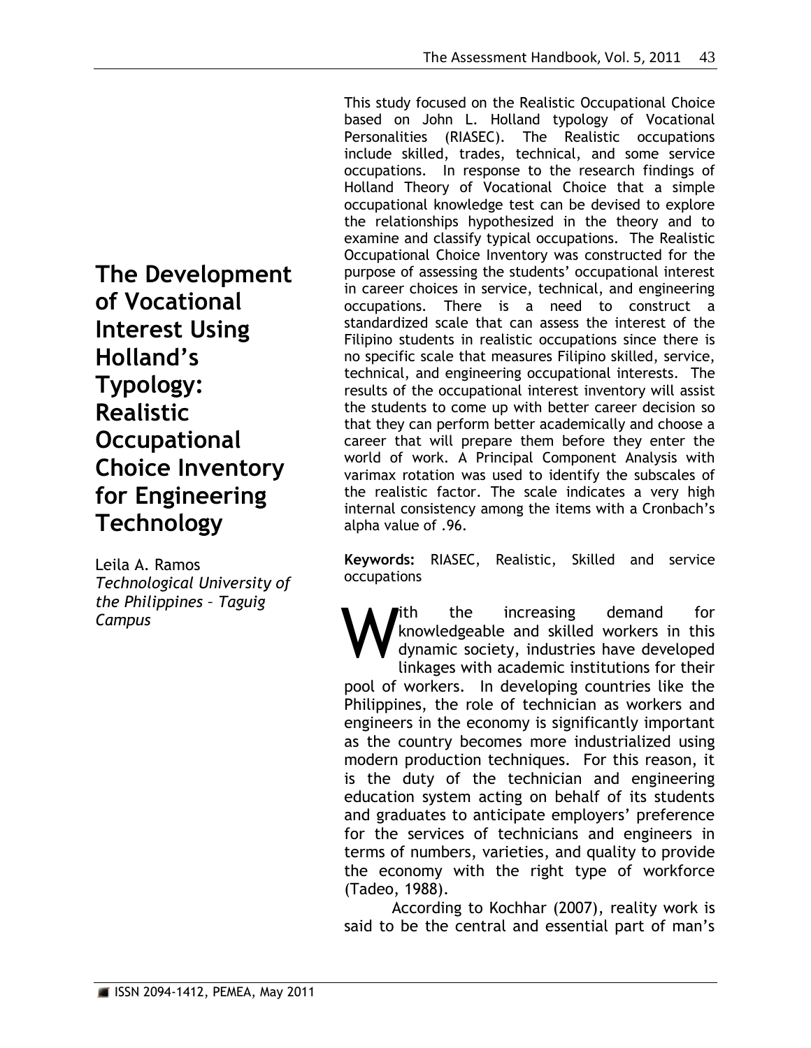# The Development of Vocational Interest Using Holland's Typology: Realistic Occupational Choice Inventory for Engineering Technology

Leila A. Ramos
*Technological University of the Philippines – Taguig Campus*

This study focused on the Realistic Occupational Choice based on John L. Holland typology of Vocational Personalities (RIASEC). The Realistic occupations include skilled, trades, technical, and some service occupations. In response to the research findings of Holland Theory of Vocational Choice that a simple occupational knowledge test can be devised to explore the relationships hypothesized in the theory and to examine and classify typical occupations. The Realistic Occupational Choice Inventory was constructed for the purpose of assessing the students' occupational interest in career choices in service, technical, and engineering occupations. There is a need to construct a standardized scale that can assess the interest of the Filipino students in realistic occupations since there is no specific scale that measures Filipino skilled, service, technical, and engineering occupational interests. The results of the occupational interest inventory will assist the students to come up with better career decision so that they can perform better academically and choose a career that will prepare them before they enter the world of work. A Principal Component Analysis with varimax rotation was used to identify the subscales of the realistic factor. The scale indicates a very high internal consistency among the items with a Cronbach's alpha value of .96.

**Keywords:** RIASEC, Realistic, Skilled and service occupations

With the increasing demand for knowledgeable and skilled workers in this dynamic society, industries have developed linkages with academic institutions for their pool of workers. In developing countries like the Philippines, the role of technician as workers and engineers in the economy is significantly important as the country becomes more industrialized using modern production techniques. For this reason, it is the duty of the technician and engineering education system acting on behalf of its students and graduates to anticipate employers' preference for the services of technicians and engineers in terms of numbers, varieties, and quality to provide the economy with the right type of workforce (Tadeo, 1988).

According to Kochhar (2007), reality work is said to be the central and essential part of man's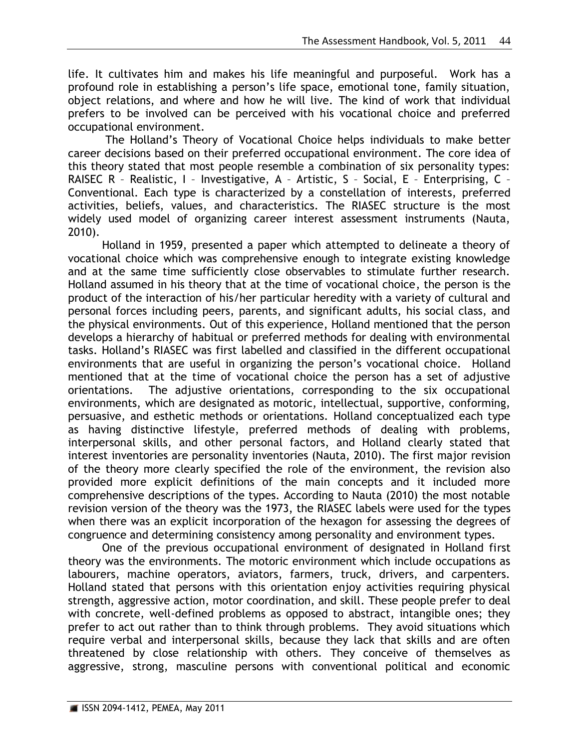life. It cultivates him and makes his life meaningful and purposeful. Work has a profound role in establishing a person's life space, emotional tone, family situation, object relations, and where and how he will live. The kind of work that individual prefers to be involved can be perceived with his vocational choice and preferred occupational environment.

The Holland's Theory of Vocational Choice helps individuals to make better career decisions based on their preferred occupational environment. The core idea of this theory stated that most people resemble a combination of six personality types: RAISEC R – Realistic, I – Investigative, A – Artistic, S – Social, E – Enterprising, C – Conventional. Each type is characterized by a constellation of interests, preferred activities, beliefs, values, and characteristics. The RIASEC structure is the most widely used model of organizing career interest assessment instruments (Nauta, 2010).

Holland in 1959, presented a paper which attempted to delineate a theory of vocational choice which was comprehensive enough to integrate existing knowledge and at the same time sufficiently close observables to stimulate further research. Holland assumed in his theory that at the time of vocational choice, the person is the product of the interaction of his/her particular heredity with a variety of cultural and personal forces including peers, parents, and significant adults, his social class, and the physical environments. Out of this experience, Holland mentioned that the person develops a hierarchy of habitual or preferred methods for dealing with environmental tasks. Holland's RIASEC was first labelled and classified in the different occupational environments that are useful in organizing the person's vocational choice. Holland mentioned that at the time of vocational choice the person has a set of adjustive orientations. The adjustive orientations, corresponding to the six occupational environments, which are designated as motoric, intellectual, supportive, conforming, persuasive, and esthetic methods or orientations. Holland conceptualized each type as having distinctive lifestyle, preferred methods of dealing with problems, interpersonal skills, and other personal factors, and Holland clearly stated that interest inventories are personality inventories (Nauta, 2010). The first major revision of the theory more clearly specified the role of the environment, the revision also provided more explicit definitions of the main concepts and it included more comprehensive descriptions of the types. According to Nauta (2010) the most notable revision version of the theory was the 1973, the RIASEC labels were used for the types when there was an explicit incorporation of the hexagon for assessing the degrees of congruence and determining consistency among personality and environment types.

One of the previous occupational environment of designated in Holland first theory was the environments. The motoric environment which include occupations as labourers, machine operators, aviators, farmers, truck, drivers, and carpenters. Holland stated that persons with this orientation enjoy activities requiring physical strength, aggressive action, motor coordination, and skill. These people prefer to deal with concrete, well-defined problems as opposed to abstract, intangible ones; they prefer to act out rather than to think through problems. They avoid situations which require verbal and interpersonal skills, because they lack that skills and are often threatened by close relationship with others. They conceive of themselves as aggressive, strong, masculine persons with conventional political and economic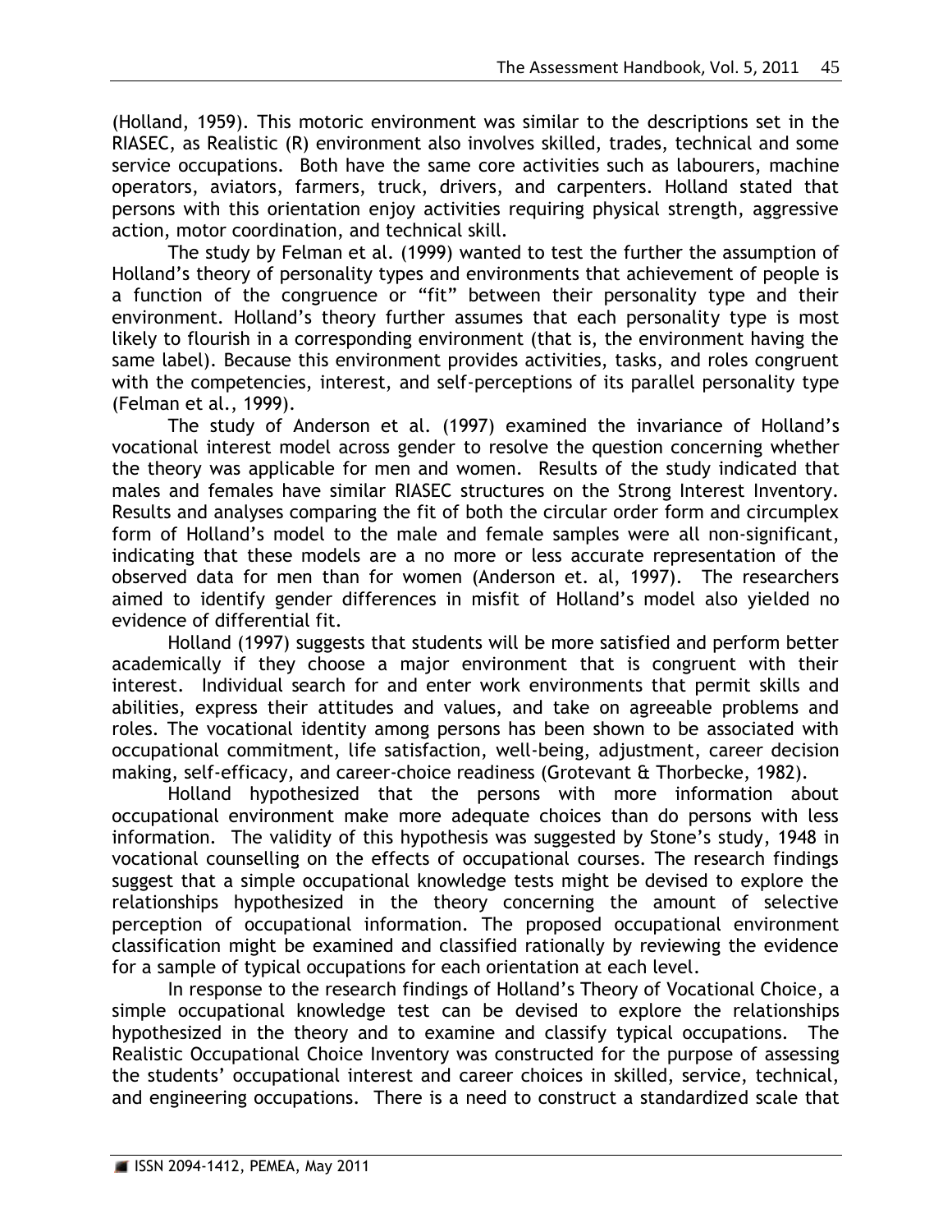(Holland, 1959). This motoric environment was similar to the descriptions set in the RIASEC, as Realistic (R) environment also involves skilled, trades, technical and some service occupations. Both have the same core activities such as labourers, machine operators, aviators, farmers, truck, drivers, and carpenters. Holland stated that persons with this orientation enjoy activities requiring physical strength, aggressive action, motor coordination, and technical skill.

The study by Felman et al. (1999) wanted to test the further the assumption of Holland's theory of personality types and environments that achievement of people is a function of the congruence or "fit" between their personality type and their environment. Holland's theory further assumes that each personality type is most likely to flourish in a corresponding environment (that is, the environment having the same label). Because this environment provides activities, tasks, and roles congruent with the competencies, interest, and self-perceptions of its parallel personality type (Felman et al., 1999).

The study of Anderson et al. (1997) examined the invariance of Holland's vocational interest model across gender to resolve the question concerning whether the theory was applicable for men and women. Results of the study indicated that males and females have similar RIASEC structures on the Strong Interest Inventory. Results and analyses comparing the fit of both the circular order form and circumplex form of Holland's model to the male and female samples were all non-significant, indicating that these models are a no more or less accurate representation of the observed data for men than for women (Anderson et. al, 1997). The researchers aimed to identify gender differences in misfit of Holland's model also yielded no evidence of differential fit.

Holland (1997) suggests that students will be more satisfied and perform better academically if they choose a major environment that is congruent with their interest. Individual search for and enter work environments that permit skills and abilities, express their attitudes and values, and take on agreeable problems and roles. The vocational identity among persons has been shown to be associated with occupational commitment, life satisfaction, well-being, adjustment, career decision making, self-efficacy, and career-choice readiness (Grotevant & Thorbecke, 1982).

Holland hypothesized that the persons with more information about occupational environment make more adequate choices than do persons with less information. The validity of this hypothesis was suggested by Stone's study, 1948 in vocational counselling on the effects of occupational courses. The research findings suggest that a simple occupational knowledge tests might be devised to explore the relationships hypothesized in the theory concerning the amount of selective perception of occupational information. The proposed occupational environment classification might be examined and classified rationally by reviewing the evidence for a sample of typical occupations for each orientation at each level.

In response to the research findings of Holland's Theory of Vocational Choice, a simple occupational knowledge test can be devised to explore the relationships hypothesized in the theory and to examine and classify typical occupations. The Realistic Occupational Choice Inventory was constructed for the purpose of assessing the students' occupational interest and career choices in skilled, service, technical, and engineering occupations. There is a need to construct a standardized scale that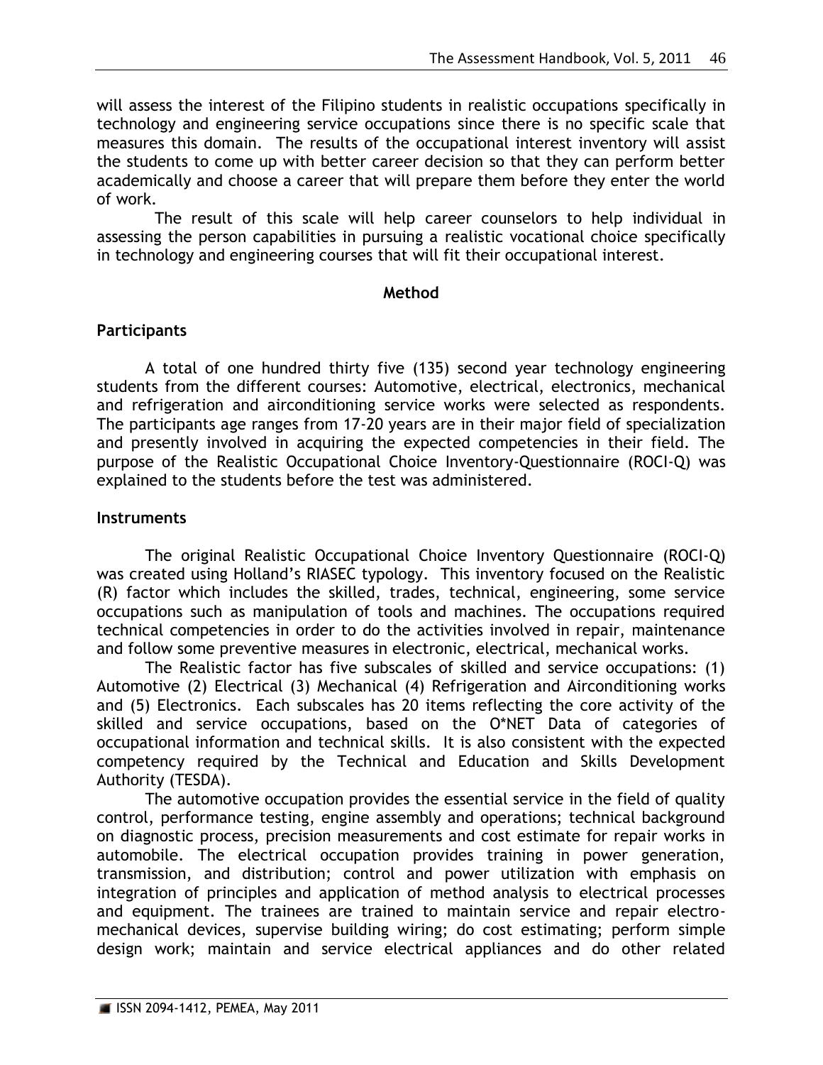will assess the interest of the Filipino students in realistic occupations specifically in technology and engineering service occupations since there is no specific scale that measures this domain. The results of the occupational interest inventory will assist the students to come up with better career decision so that they can perform better academically and choose a career that will prepare them before they enter the world of work.

The result of this scale will help career counselors to help individual in assessing the person capabilities in pursuing a realistic vocational choice specifically in technology and engineering courses that will fit their occupational interest.

## Method

### Participants

A total of one hundred thirty five (135) second year technology engineering students from the different courses: Automotive, electrical, electronics, mechanical and refrigeration and airconditioning service works were selected as respondents. The participants age ranges from 17-20 years are in their major field of specialization and presently involved in acquiring the expected competencies in their field. The purpose of the Realistic Occupational Choice Inventory-Questionnaire (ROCI-Q) was explained to the students before the test was administered.

### Instruments

The original Realistic Occupational Choice Inventory Questionnaire (ROCI-Q) was created using Holland's RIASEC typology. This inventory focused on the Realistic (R) factor which includes the skilled, trades, technical, engineering, some service occupations such as manipulation of tools and machines. The occupations required technical competencies in order to do the activities involved in repair, maintenance and follow some preventive measures in electronic, electrical, mechanical works.

The Realistic factor has five subscales of skilled and service occupations: (1) Automotive (2) Electrical (3) Mechanical (4) Refrigeration and Airconditioning works and (5) Electronics. Each subscales has 20 items reflecting the core activity of the skilled and service occupations, based on the O*NET Data of categories of occupational information and technical skills. It is also consistent with the expected competency required by the Technical and Education and Skills Development Authority (TESDA).

The automotive occupation provides the essential service in the field of quality control, performance testing, engine assembly and operations; technical background on diagnostic process, precision measurements and cost estimate for repair works in automobile. The electrical occupation provides training in power generation, transmission, and distribution; control and power utilization with emphasis on integration of principles and application of method analysis to electrical processes and equipment. The trainees are trained to maintain service and repair electro-mechanical devices, supervise building wiring; do cost estimating; perform simple design work; maintain and service electrical appliances and do other related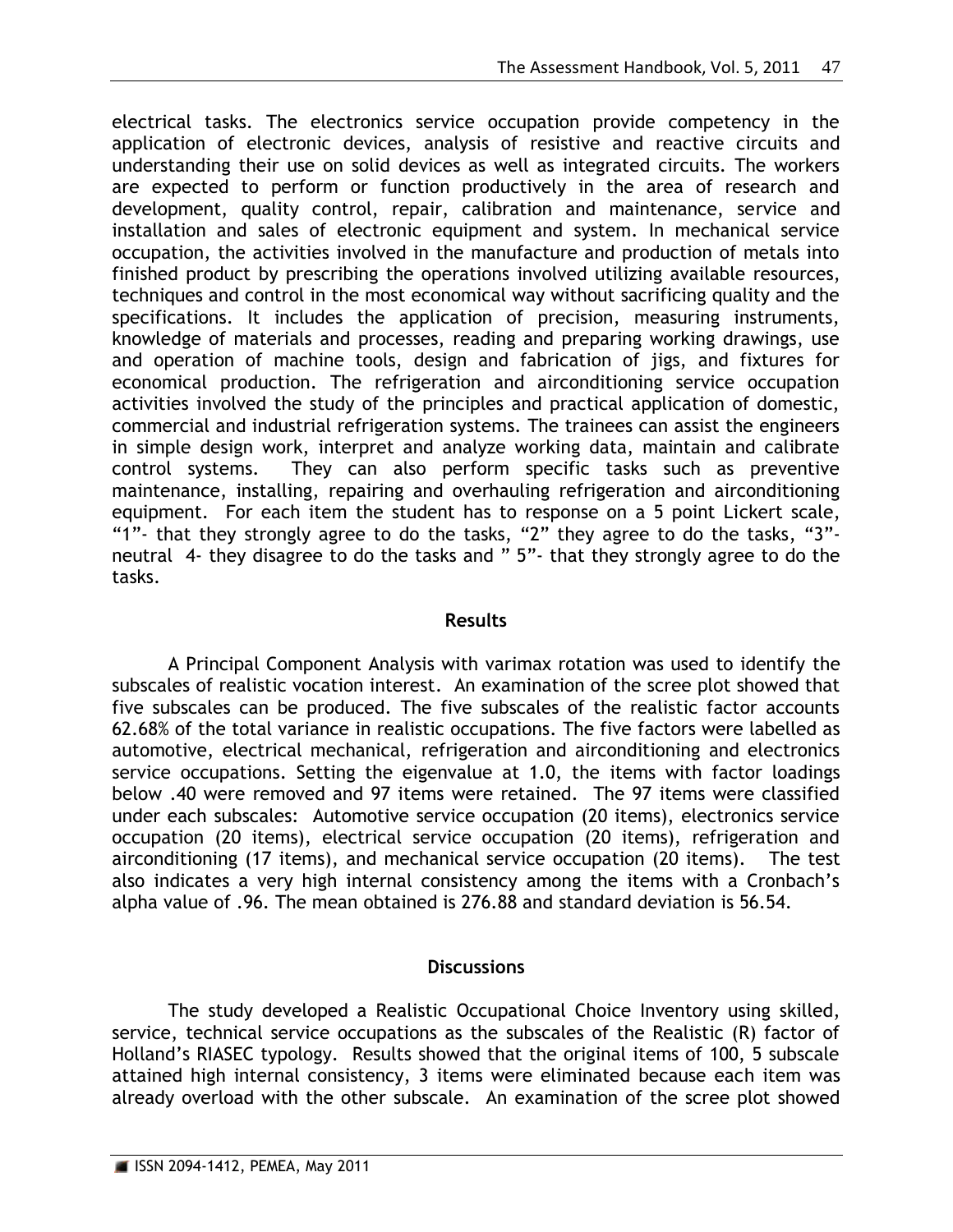electrical tasks. The electronics service occupation provide competency in the application of electronic devices, analysis of resistive and reactive circuits and understanding their use on solid devices as well as integrated circuits. The workers are expected to perform or function productively in the area of research and development, quality control, repair, calibration and maintenance, service and installation and sales of electronic equipment and system. In mechanical service occupation, the activities involved in the manufacture and production of metals into finished product by prescribing the operations involved utilizing available resources, techniques and control in the most economical way without sacrificing quality and the specifications. It includes the application of precision, measuring instruments, knowledge of materials and processes, reading and preparing working drawings, use and operation of machine tools, design and fabrication of jigs, and fixtures for economical production. The refrigeration and airconditioning service occupation activities involved the study of the principles and practical application of domestic, commercial and industrial refrigeration systems. The trainees can assist the engineers in simple design work, interpret and analyze working data, maintain and calibrate control systems. They can also perform specific tasks such as preventive maintenance, installing, repairing and overhauling refrigeration and airconditioning equipment. For each item the student has to response on a 5 point Lickert scale, "1"- that they strongly agree to do the tasks, "2" they agree to do the tasks, "3"- neutral 4- they disagree to do the tasks and " 5"- that they strongly agree to do the tasks.

## Results

A Principal Component Analysis with varimax rotation was used to identify the subscales of realistic vocation interest. An examination of the scree plot showed that five subscales can be produced. The five subscales of the realistic factor accounts 62.68% of the total variance in realistic occupations. The five factors were labelled as automotive, electrical mechanical, refrigeration and airconditioning and electronics service occupations. Setting the eigenvalue at 1.0, the items with factor loadings below .40 were removed and 97 items were retained. The 97 items were classified under each subscales: Automotive service occupation (20 items), electronics service occupation (20 items), electrical service occupation (20 items), refrigeration and airconditioning (17 items), and mechanical service occupation (20 items). The test also indicates a very high internal consistency among the items with a Cronbach's alpha value of .96. The mean obtained is 276.88 and standard deviation is 56.54.

## Discussions

The study developed a Realistic Occupational Choice Inventory using skilled, service, technical service occupations as the subscales of the Realistic (R) factor of Holland's RIASEC typology. Results showed that the original items of 100, 5 subscale attained high internal consistency, 3 items were eliminated because each item was already overload with the other subscale. An examination of the scree plot showed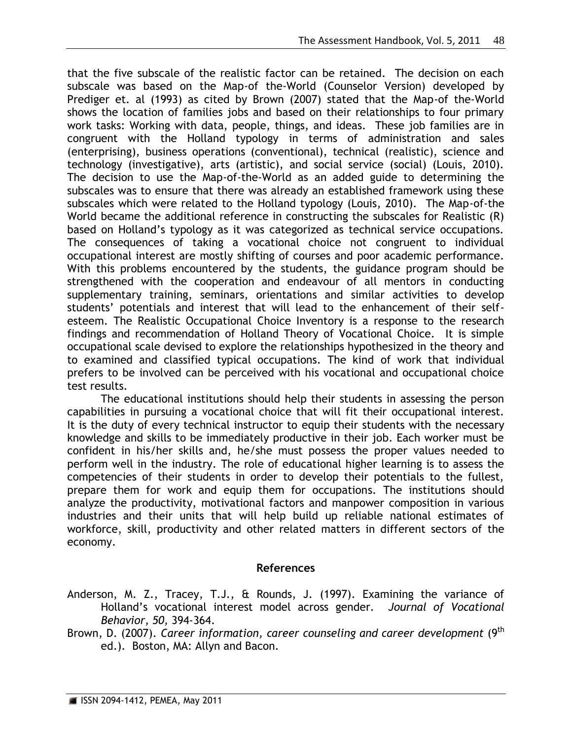that the five subscale of the realistic factor can be retained. The decision on each subscale was based on the Map-of the-World (Counselor Version) developed by Prediger et. al (1993) as cited by Brown (2007) stated that the Map-of the-World shows the location of families jobs and based on their relationships to four primary work tasks: Working with data, people, things, and ideas. These job families are in congruent with the Holland typology in terms of administration and sales (enterprising), business operations (conventional), technical (realistic), science and technology (investigative), arts (artistic), and social service (social) (Louis, 2010). The decision to use the Map-of-the-World as an added guide to determining the subscales was to ensure that there was already an established framework using these subscales which were related to the Holland typology (Louis, 2010). The Map-of-the World became the additional reference in constructing the subscales for Realistic (R) based on Holland's typology as it was categorized as technical service occupations. The consequences of taking a vocational choice not congruent to individual occupational interest are mostly shifting of courses and poor academic performance. With this problems encountered by the students, the guidance program should be strengthened with the cooperation and endeavour of all mentors in conducting supplementary training, seminars, orientations and similar activities to develop students' potentials and interest that will lead to the enhancement of their self-esteem. The Realistic Occupational Choice Inventory is a response to the research findings and recommendation of Holland Theory of Vocational Choice. It is simple occupational scale devised to explore the relationships hypothesized in the theory and to examined and classified typical occupations. The kind of work that individual prefers to be involved can be perceived with his vocational and occupational choice test results.

The educational institutions should help their students in assessing the person capabilities in pursuing a vocational choice that will fit their occupational interest. It is the duty of every technical instructor to equip their students with the necessary knowledge and skills to be immediately productive in their job. Each worker must be confident in his/her skills and, he/she must possess the proper values needed to perform well in the industry. The role of educational higher learning is to assess the competencies of their students in order to develop their potentials to the fullest, prepare them for work and equip them for occupations. The institutions should analyze the productivity, motivational factors and manpower composition in various industries and their units that will help build up reliable national estimates of workforce, skill, productivity and other related matters in different sectors of the economy.

## References

Anderson, M. Z., Tracey, T.J., & Rounds, J. (1997). Examining the variance of Holland's vocational interest model across gender. *Journal of Vocational Behavior, 50,* 394-364.

Brown, D. (2007). *Career information, career counseling and career development* (9th ed.). Boston, MA: Allyn and Bacon.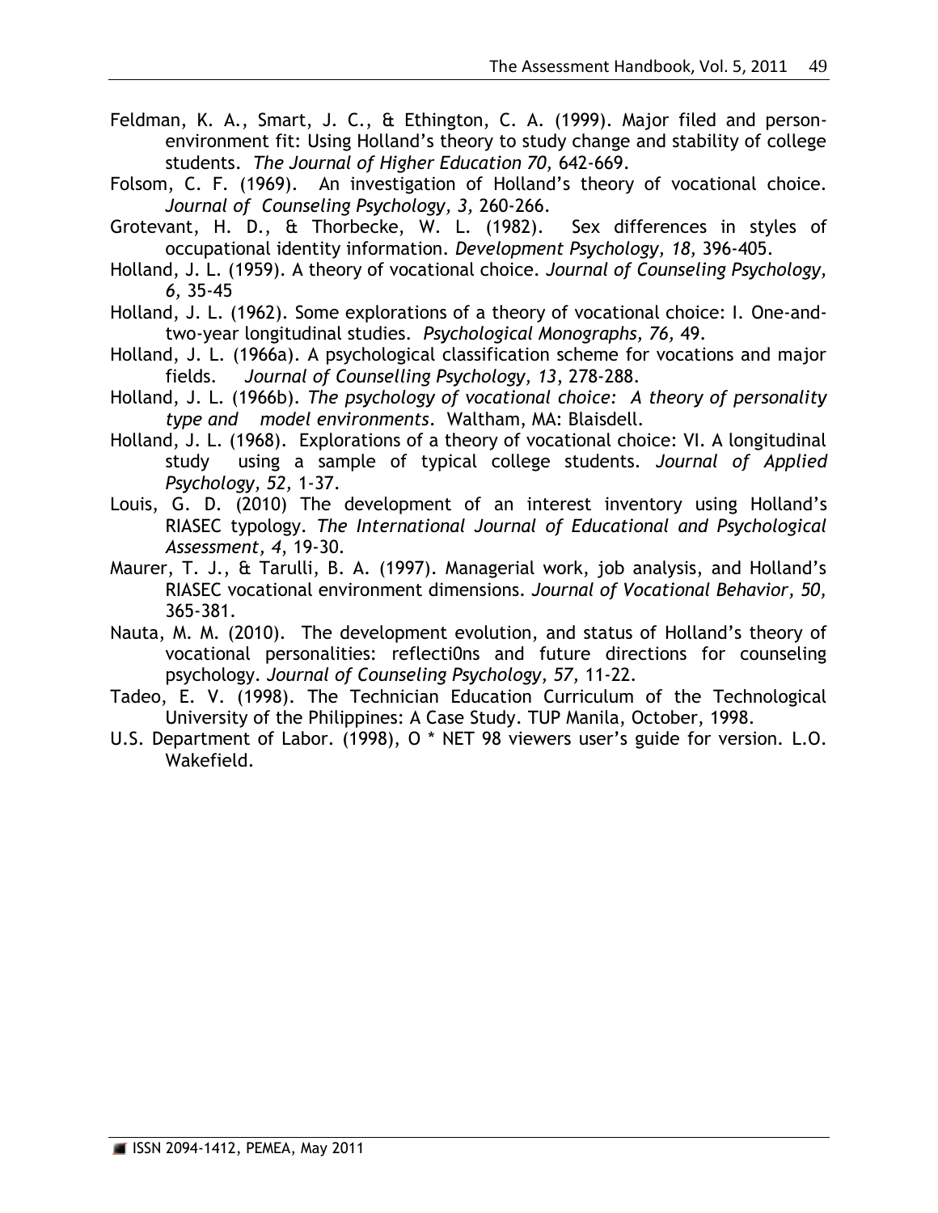Feldman, K. A., Smart, J. C., & Ethington, C. A. (1999). Major filed and person-environment fit: Using Holland's theory to study change and stability of college students. *The Journal of Higher Education 70,* 642-669.

Folsom, C. F. (1969). An investigation of Holland's theory of vocational choice. *Journal of Counseling Psychology, 3,* 260-266.

Grotevant, H. D., & Thorbecke, W. L. (1982). Sex differences in styles of occupational identity information. *Development Psychology, 18,* 396-405.

Holland, J. L. (1959). A theory of vocational choice. *Journal of Counseling Psychology, 6,* 35-45

Holland, J. L. (1962). Some explorations of a theory of vocational choice: I. One-and-two-year longitudinal studies. *Psychological Monographs, 76,* 49.

Holland, J. L. (1966a). A psychological classification scheme for vocations and major fields. *Journal of Counselling Psychology, 13*, 278-288.

Holland, J. L. (1966b). *The psychology of vocational choice: A theory of personality type and model environments*. Waltham, MA: Blaisdell.

Holland, J. L. (1968). Explorations of a theory of vocational choice: VI. A longitudinal study using a sample of typical college students. *Journal of Applied Psychology, 52,* 1-37.

Louis, G. D. (2010) The development of an interest inventory using Holland's RIASEC typology. *The International Journal of Educational and Psychological Assessment, 4*, 19-30.

Maurer, T. J., & Tarulli, B. A. (1997). Managerial work, job analysis, and Holland's RIASEC vocational environment dimensions. *Journal of Vocational Behavior, 50,* 365-381.

Nauta, M. M. (2010). The development evolution, and status of Holland's theory of vocational personalities: reflecti0ns and future directions for counseling psychology. *Journal of Counseling Psychology, 57,* 11-22.

Tadeo, E. V. (1998). The Technician Education Curriculum of the Technological University of the Philippines: A Case Study. TUP Manila, October, 1998.

U.S. Department of Labor. (1998), O * NET 98 viewers user's guide for version. L.O. Wakefield.